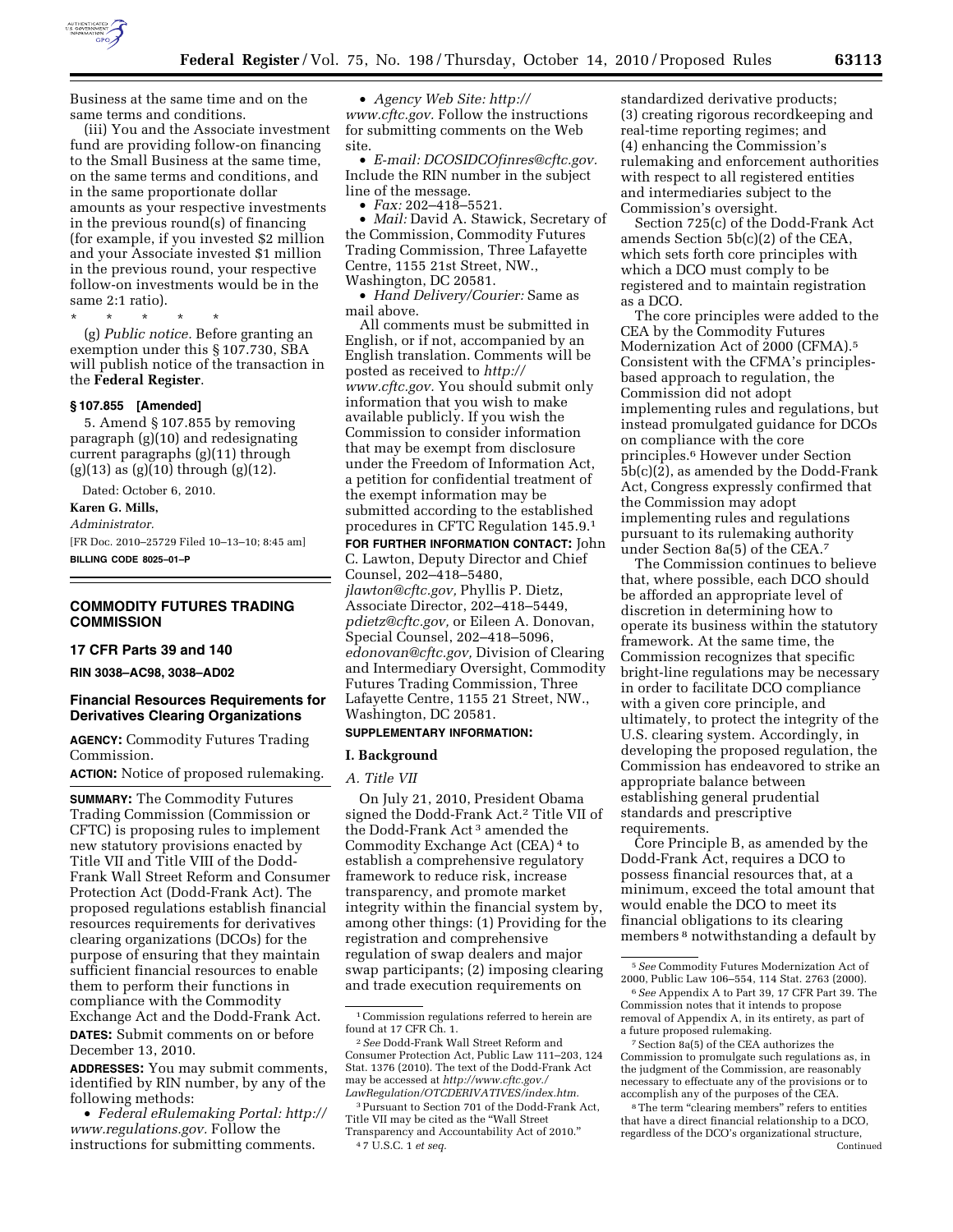Business at the same time and on the same terms and conditions.

(iii) You and the Associate investment fund are providing follow-on financing to the Small Business at the same time, on the same terms and conditions, and in the same proportionate dollar amounts as your respective investments in the previous round(s) of financing (for example, if you invested $2 million and your Associate invested $1 million in the previous round, your respective follow-on investments would be in the same 2:1 ratio).

\* \* \* \* \*

(g) *Public notice.* Before granting an exemption under this § 107.730, SBA will publish notice of the transaction in the **Federal Register**.

**§ 107.855 [Amended]**

5. Amend § 107.855 by removing paragraph (g)(10) and redesignating current paragraphs (g)(11) through (g)(13) as (g)(10) through (g)(12).

Dated: October 6, 2010.

**Karen G. Mills,**

*Administrator.*

[FR Doc. 2010–25729 Filed 10–13–10; 8:45 am]

**BILLING CODE 8025–01–P**

## COMMODITY FUTURES TRADING COMMISSION

### 17 CFR Parts 39 and 140

**RIN 3038–AC98, 3038–AD02**

### Financial Resources Requirements for Derivatives Clearing Organizations

**AGENCY:** Commodity Futures Trading Commission.

**ACTION:** Notice of proposed rulemaking.

**SUMMARY:** The Commodity Futures Trading Commission (Commission or CFTC) is proposing rules to implement new statutory provisions enacted by Title VII and Title VIII of the Dodd-Frank Wall Street Reform and Consumer Protection Act (Dodd-Frank Act). The proposed regulations establish financial resources requirements for derivatives clearing organizations (DCOs) for the purpose of ensuring that they maintain sufficient financial resources to enable them to perform their functions in compliance with the Commodity Exchange Act and the Dodd-Frank Act.

**DATES:** Submit comments on or before December 13, 2010.

**ADDRESSES:** You may submit comments, identified by RIN number, by any of the following methods:

- *Federal eRulemaking Portal: http://www.regulations.gov.* Follow the instructions for submitting comments.
- *Agency Web Site: http://www.cftc.gov.* Follow the instructions for submitting comments on the Web site.
- *E-mail: DCOSIDCOfinres@cftc.gov.* Include the RIN number in the subject line of the message.
- *Fax:* 202–418–5521.
- *Mail:* David A. Stawick, Secretary of the Commission, Commodity Futures Trading Commission, Three Lafayette Centre, 1155 21st Street, NW., Washington, DC 20581.
- *Hand Delivery/Courier:* Same as mail above.

All comments must be submitted in English, or if not, accompanied by an English translation. Comments will be posted as received to *http://www.cftc.gov.* You should submit only information that you wish to make available publicly. If you wish the Commission to consider information that may be exempt from disclosure under the Freedom of Information Act, a petition for confidential treatment of the exempt information may be submitted according to the established procedures in CFTC Regulation 145.9.[1]

**FOR FURTHER INFORMATION CONTACT:** John C. Lawton, Deputy Director and Chief Counsel, 202–418–5480, *jlawton@cftc.gov,* Phyllis P. Dietz, Associate Director, 202–418–5449, *pdietz@cftc.gov,* or Eileen A. Donovan, Special Counsel, 202–418–5096, *edonovan@cftc.gov,* Division of Clearing and Intermediary Oversight, Commodity Futures Trading Commission, Three Lafayette Centre, 1155 21 Street, NW., Washington, DC 20581.

**SUPPLEMENTARY INFORMATION:**

## I. Background

### *A. Title VII*

On July 21, 2010, President Obama signed the Dodd-Frank Act.[2] Title VII of the Dodd-Frank Act[3] amended the Commodity Exchange Act (CEA)[4] to establish a comprehensive regulatory framework to reduce risk, increase transparency, and promote market integrity within the financial system by, among other things: (1) Providing for the registration and comprehensive regulation of swap dealers and major swap participants; (2) imposing clearing and trade execution requirements on standardized derivative products; (3) creating rigorous recordkeeping and real-time reporting regimes; and (4) enhancing the Commission's rulemaking and enforcement authorities with respect to all registered entities and intermediaries subject to the Commission's oversight.

Section 725(c) of the Dodd-Frank Act amends Section 5b(c)(2) of the CEA, which sets forth core principles with which a DCO must comply to be registered and to maintain registration as a DCO.

The core principles were added to the CEA by the Commodity Futures Modernization Act of 2000 (CFMA).[5] Consistent with the CFMA's principles-based approach to regulation, the Commission did not adopt implementing rules and regulations, but instead promulgated guidance for DCOs on compliance with the core principles.[6] However under Section 5b(c)(2), as amended by the Dodd-Frank Act, Congress expressly confirmed that the Commission may adopt implementing rules and regulations pursuant to its rulemaking authority under Section 8a(5) of the CEA.[7]

The Commission continues to believe that, where possible, each DCO should be afforded an appropriate level of discretion in determining how to operate its business within the statutory framework. At the same time, the Commission recognizes that specific bright-line regulations may be necessary in order to facilitate DCO compliance with a given core principle, and ultimately, to protect the integrity of the U.S. clearing system. Accordingly, in developing the proposed regulation, the Commission has endeavored to strike an appropriate balance between establishing general prudential standards and prescriptive requirements.

Core Principle B, as amended by the Dodd-Frank Act, requires a DCO to possess financial resources that, at a minimum, exceed the total amount that would enable the DCO to meet its financial obligations to its clearing members[8] notwithstanding a default by

---

[1] Commission regulations referred to herein are found at 17 CFR Ch. 1.

[2] *See* Dodd-Frank Wall Street Reform and Consumer Protection Act, Public Law 111–203, 124 Stat. 1376 (2010). The text of the Dodd-Frank Act may be accessed at *http://www.cftc.gov./LawRegulation/OTCDERIVATIVES/index.htm.*

[3] Pursuant to Section 701 of the Dodd-Frank Act, Title VII may be cited as the "Wall Street Transparency and Accountability Act of 2010."

[4] 7 U.S.C. 1 *et seq.*

[5] *See* Commodity Futures Modernization Act of 2000, Public Law 106–554, 114 Stat. 2763 (2000).

[6] *See* Appendix A to Part 39, 17 CFR Part 39. The Commission notes that it intends to propose removal of Appendix A, in its entirety, as part of a future proposed rulemaking.

[7] Section 8a(5) of the CEA authorizes the Commission to promulgate such regulations as, in the judgment of the Commission, are reasonably necessary to effectuate any of the provisions or to accomplish any of the purposes of the CEA.

[8] The term "clearing members" refers to entities that have a direct financial relationship to a DCO, regardless of the DCO's organizational structure, Continued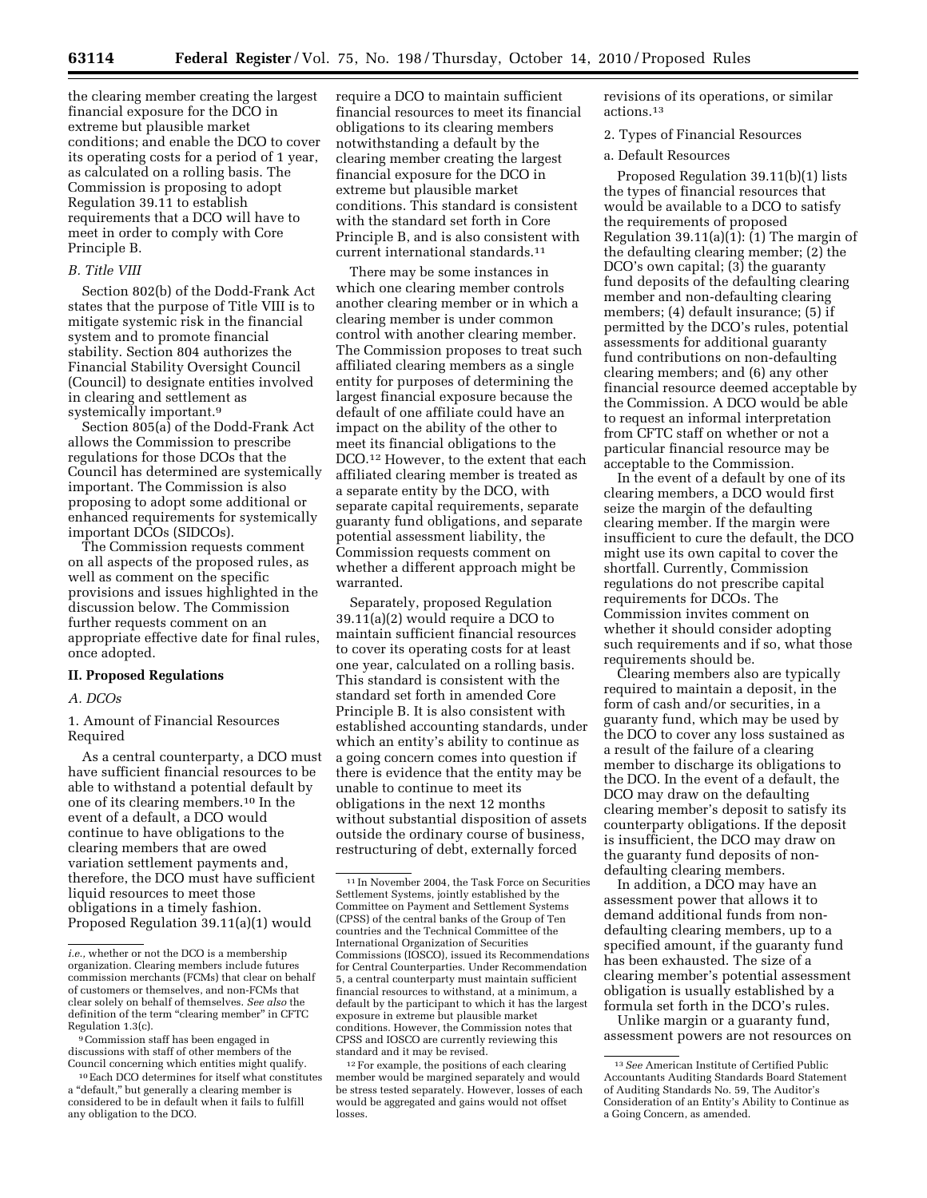the clearing member creating the largest financial exposure for the DCO in extreme but plausible market conditions; and enable the DCO to cover its operating costs for a period of 1 year, as calculated on a rolling basis. The Commission is proposing to adopt Regulation 39.11 to establish requirements that a DCO will have to meet in order to comply with Core Principle B.

### *B. Title VIII*

Section 802(b) of the Dodd-Frank Act states that the purpose of Title VIII is to mitigate systemic risk in the financial system and to promote financial stability. Section 804 authorizes the Financial Stability Oversight Council (Council) to designate entities involved in clearing and settlement as systemically important.[9]

Section 805(a) of the Dodd-Frank Act allows the Commission to prescribe regulations for those DCOs that the Council has determined are systemically important. The Commission is also proposing to adopt some additional or enhanced requirements for systemically important DCOs (SIDCOs).

The Commission requests comment on all aspects of the proposed rules, as well as comment on the specific provisions and issues highlighted in the discussion below. The Commission further requests comment on an appropriate effective date for final rules, once adopted.

## II. Proposed Regulations

### *A. DCOs*

#### 1. Amount of Financial Resources Required

As a central counterparty, a DCO must have sufficient financial resources to be able to withstand a potential default by one of its clearing members.[10] In the event of a default, a DCO would continue to have obligations to the clearing members that are owed variation settlement payments and, therefore, the DCO must have sufficient liquid resources to meet those obligations in a timely fashion. Proposed Regulation 39.11(a)(1) would require a DCO to maintain sufficient financial resources to meet its financial obligations to its clearing members notwithstanding a default by the clearing member creating the largest financial exposure for the DCO in extreme but plausible market conditions. This standard is consistent with the standard set forth in Core Principle B, and is also consistent with current international standards.[11]

There may be some instances in which one clearing member controls another clearing member or in which a clearing member is under common control with another clearing member. The Commission proposes to treat such affiliated clearing members as a single entity for purposes of determining the largest financial exposure because the default of one affiliate could have an impact on the ability of the other to meet its financial obligations to the DCO.[12] However, to the extent that each affiliated clearing member is treated as a separate entity by the DCO, with separate capital requirements, separate guaranty fund obligations, and separate potential assessment liability, the Commission requests comment on whether a different approach might be warranted.

Separately, proposed Regulation 39.11(a)(2) would require a DCO to maintain sufficient financial resources to cover its operating costs for at least one year, calculated on a rolling basis. This standard is consistent with the standard set forth in amended Core Principle B. It is also consistent with established accounting standards, under which an entity's ability to continue as a going concern comes into question if there is evidence that the entity may be unable to continue to meet its obligations in the next 12 months without substantial disposition of assets outside the ordinary course of business, restructuring of debt, externally forced revisions of its operations, or similar actions.[13]

#### 2. Types of Financial Resources

##### a. Default Resources

Proposed Regulation 39.11(b)(1) lists the types of financial resources that would be available to a DCO to satisfy the requirements of proposed Regulation 39.11(a)(1): (1) The margin of the defaulting clearing member; (2) the DCO's own capital; (3) the guaranty fund deposits of the defaulting clearing member and non-defaulting clearing members; (4) default insurance; (5) if permitted by the DCO's rules, potential assessments for additional guaranty fund contributions on non-defaulting clearing members; and (6) any other financial resource deemed acceptable by the Commission. A DCO would be able to request an informal interpretation from CFTC staff on whether or not a particular financial resource may be acceptable to the Commission.

In the event of a default by one of its clearing members, a DCO would first seize the margin of the defaulting clearing member. If the margin were insufficient to cure the default, the DCO might use its own capital to cover the shortfall. Currently, Commission regulations do not prescribe capital requirements for DCOs. The Commission invites comment on whether it should consider adopting such requirements and if so, what those requirements should be.

Clearing members also are typically required to maintain a deposit, in the form of cash and/or securities, in a guaranty fund, which may be used by the DCO to cover any loss sustained as a result of the failure of a clearing member to discharge its obligations to the DCO. In the event of a default, the DCO may draw on the defaulting clearing member's deposit to satisfy its counterparty obligations. If the deposit is insufficient, the DCO may draw on the guaranty fund deposits of non-defaulting clearing members.

In addition, a DCO may have an assessment power that allows it to demand additional funds from non-defaulting clearing members, up to a specified amount, if the guaranty fund has been exhausted. The size of a clearing member's potential assessment obligation is usually established by a formula set forth in the DCO's rules.

Unlike margin or a guaranty fund, assessment powers are not resources on

---

*i.e.,* whether or not the DCO is a membership organization. Clearing members include futures commission merchants (FCMs) that clear on behalf of customers or themselves, and non-FCMs that clear solely on behalf of themselves. *See also* the definition of the term "clearing member" in CFTC Regulation 1.3(c).

[9] Commission staff has been engaged in discussions with staff of other members of the Council concerning which entities might qualify.

[10] Each DCO determines for itself what constitutes a "default," but generally a clearing member is considered to be in default when it fails to fulfill any obligation to the DCO.

[11] In November 2004, the Task Force on Securities Settlement Systems, jointly established by the Committee on Payment and Settlement Systems (CPSS) of the central banks of the Group of Ten countries and the Technical Committee of the International Organization of Securities Commissions (IOSCO), issued its Recommendations for Central Counterparties. Under Recommendation 5, a central counterparty must maintain sufficient financial resources to withstand, at a minimum, a default by the participant to which it has the largest exposure in extreme but plausible market conditions. However, the Commission notes that CPSS and IOSCO are currently reviewing this standard and it may be revised.

[12] For example, the positions of each clearing member would be margined separately and would be stress tested separately. However, losses of each would be aggregated and gains would not offset losses.

[13] *See* American Institute of Certified Public Accountants Auditing Standards Board Statement of Auditing Standards No. 59, The Auditor's Consideration of an Entity's Ability to Continue as a Going Concern, as amended.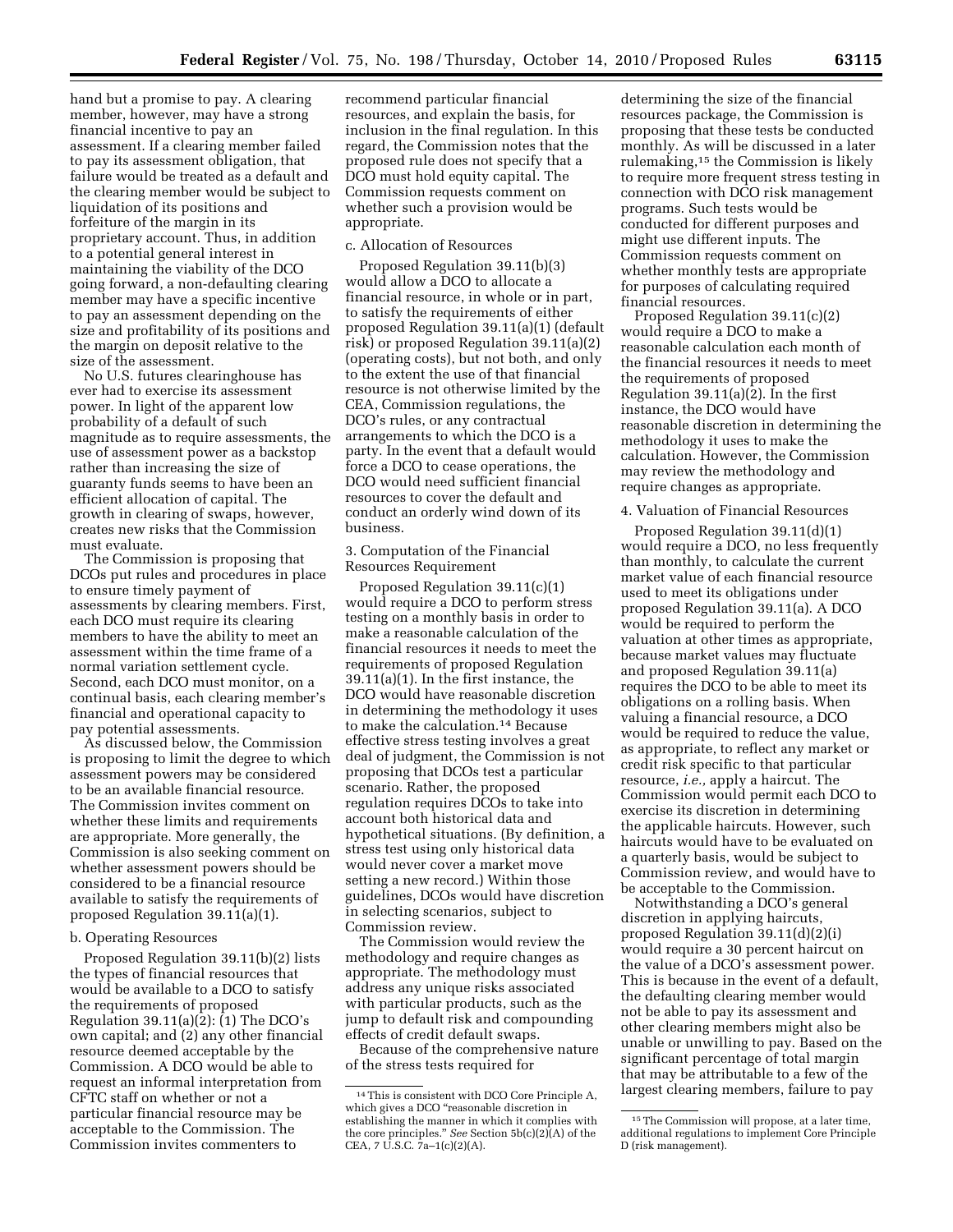hand but a promise to pay. A clearing member, however, may have a strong financial incentive to pay an assessment. If a clearing member failed to pay its assessment obligation, that failure would be treated as a default and the clearing member would be subject to liquidation of its positions and forfeiture of the margin in its proprietary account. Thus, in addition to a potential general interest in maintaining the viability of the DCO going forward, a non-defaulting clearing member may have a specific incentive to pay an assessment depending on the size and profitability of its positions and the margin on deposit relative to the size of the assessment.

No U.S. futures clearinghouse has ever had to exercise its assessment power. In light of the apparent low probability of a default of such magnitude as to require assessments, the use of assessment power as a backstop rather than increasing the size of guaranty funds seems to have been an efficient allocation of capital. The growth in clearing of swaps, however, creates new risks that the Commission must evaluate.

The Commission is proposing that DCOs put rules and procedures in place to ensure timely payment of assessments by clearing members. First, each DCO must require its clearing members to have the ability to meet an assessment within the time frame of a normal variation settlement cycle. Second, each DCO must monitor, on a continual basis, each clearing member's financial and operational capacity to pay potential assessments.

As discussed below, the Commission is proposing to limit the degree to which assessment powers may be considered to be an available financial resource. The Commission invites comment on whether these limits and requirements are appropriate. More generally, the Commission is also seeking comment on whether assessment powers should be considered to be a financial resource available to satisfy the requirements of proposed Regulation 39.11(a)(1).

#### b. Operating Resources

Proposed Regulation 39.11(b)(2) lists the types of financial resources that would be available to a DCO to satisfy the requirements of proposed Regulation 39.11(a)(2): (1) The DCO's own capital; and (2) any other financial resource deemed acceptable by the Commission. A DCO would be able to request an informal interpretation from CFTC staff on whether or not a particular financial resource may be acceptable to the Commission. The Commission invites commenters to recommend particular financial resources, and explain the basis, for inclusion in the final regulation. In this regard, the Commission notes that the proposed rule does not specify that a DCO must hold equity capital. The Commission requests comment on whether such a provision would be appropriate.

#### c. Allocation of Resources

Proposed Regulation 39.11(b)(3) would allow a DCO to allocate a financial resource, in whole or in part, to satisfy the requirements of either proposed Regulation 39.11(a)(1) (default risk) or proposed Regulation 39.11(a)(2) (operating costs), but not both, and only to the extent the use of that financial resource is not otherwise limited by the CEA, Commission regulations, the DCO's rules, or any contractual arrangements to which the DCO is a party. In the event that a default would force a DCO to cease operations, the DCO would need sufficient financial resources to cover the default and conduct an orderly wind down of its business.

### 3. Computation of the Financial Resources Requirement

Proposed Regulation 39.11(c)(1) would require a DCO to perform stress testing on a monthly basis in order to make a reasonable calculation of the financial resources it needs to meet the requirements of proposed Regulation 39.11(a)(1). In the first instance, the DCO would have reasonable discretion in determining the methodology it uses to make the calculation.[14] Because effective stress testing involves a great deal of judgment, the Commission is not proposing that DCOs test a particular scenario. Rather, the proposed regulation requires DCOs to take into account both historical data and hypothetical situations. (By definition, a stress test using only historical data would never cover a market move setting a new record.) Within those guidelines, DCOs would have discretion in selecting scenarios, subject to Commission review.

The Commission would review the methodology and require changes as appropriate. The methodology must address any unique risks associated with particular products, such as the jump to default risk and compounding effects of credit default swaps.

Because of the comprehensive nature of the stress tests required for determining the size of the financial resources package, the Commission is proposing that these tests be conducted monthly. As will be discussed in a later rulemaking,[15] the Commission is likely to require more frequent stress testing in connection with DCO risk management programs. Such tests would be conducted for different purposes and might use different inputs. The Commission requests comment on whether monthly tests are appropriate for purposes of calculating required financial resources.

Proposed Regulation 39.11(c)(2) would require a DCO to make a reasonable calculation each month of the financial resources it needs to meet the requirements of proposed Regulation 39.11(a)(2). In the first instance, the DCO would have reasonable discretion in determining the methodology it uses to make the calculation. However, the Commission may review the methodology and require changes as appropriate.

### 4. Valuation of Financial Resources

Proposed Regulation 39.11(d)(1) would require a DCO, no less frequently than monthly, to calculate the current market value of each financial resource used to meet its obligations under proposed Regulation 39.11(a). A DCO would be required to perform the valuation at other times as appropriate, because market values may fluctuate and proposed Regulation 39.11(a) requires the DCO to be able to meet its obligations on a rolling basis. When valuing a financial resource, a DCO would be required to reduce the value, as appropriate, to reflect any market or credit risk specific to that particular resource, *i.e.,* apply a haircut. The Commission would permit each DCO to exercise its discretion in determining the applicable haircuts. However, such haircuts would have to be evaluated on a quarterly basis, would be subject to Commission review, and would have to be acceptable to the Commission.

Notwithstanding a DCO's general discretion in applying haircuts, proposed Regulation 39.11(d)(2)(i) would require a 30 percent haircut on the value of a DCO's assessment power. This is because in the event of a default, the defaulting clearing member would not be able to pay its assessment and other clearing members might also be unable or unwilling to pay. Based on the significant percentage of total margin that may be attributable to a few of the largest clearing members, failure to pay

---

[14] This is consistent with DCO Core Principle A, which gives a DCO "reasonable discretion in establishing the manner in which it complies with the core principles." *See* Section 5b(c)(2)(A) of the CEA, 7 U.S.C. 7a–1(c)(2)(A).

[15] The Commission will propose, at a later time, additional regulations to implement Core Principle D (risk management).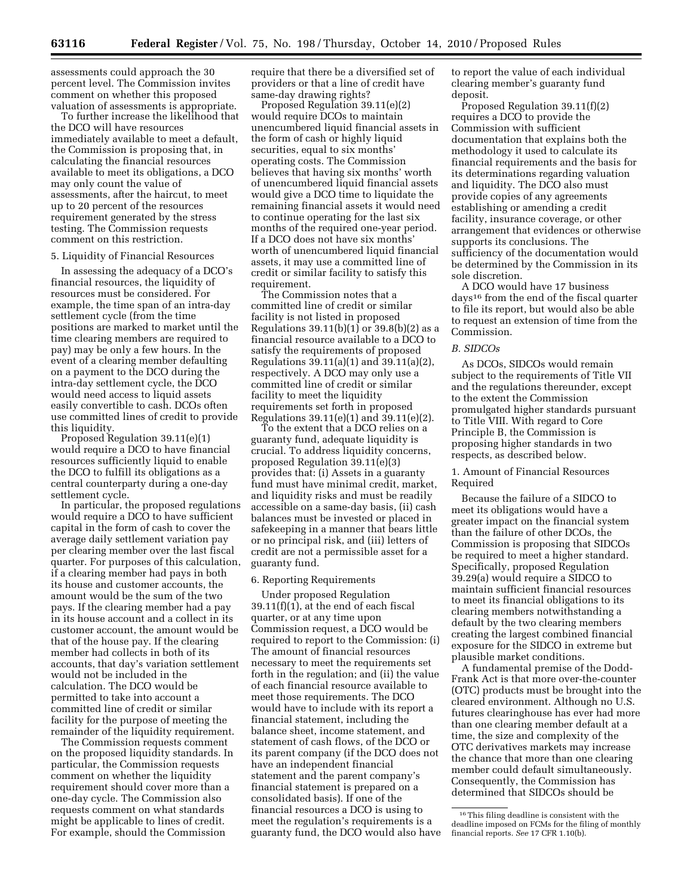assessments could approach the 30 percent level. The Commission invites comment on whether this proposed valuation of assessments is appropriate.

To further increase the likelihood that the DCO will have resources immediately available to meet a default, the Commission is proposing that, in calculating the financial resources available to meet its obligations, a DCO may only count the value of assessments, after the haircut, to meet up to 20 percent of the resources requirement generated by the stress testing. The Commission requests comment on this restriction.

5. Liquidity of Financial Resources

In assessing the adequacy of a DCO's financial resources, the liquidity of resources must be considered. For example, the time span of an intra-day settlement cycle (from the time positions are marked to market until the time clearing members are required to pay) may be only a few hours. In the event of a clearing member defaulting on a payment to the DCO during the intra-day settlement cycle, the DCO would need access to liquid assets easily convertible to cash. DCOs often use committed lines of credit to provide this liquidity.

Proposed Regulation 39.11(e)(1) would require a DCO to have financial resources sufficiently liquid to enable the DCO to fulfill its obligations as a central counterparty during a one-day settlement cycle.

In particular, the proposed regulations would require a DCO to have sufficient capital in the form of cash to cover the average daily settlement variation pay per clearing member over the last fiscal quarter. For purposes of this calculation, if a clearing member had pays in both its house and customer accounts, the amount would be the sum of the two pays. If the clearing member had a pay in its house account and a collect in its customer account, the amount would be that of the house pay. If the clearing member had collects in both of its accounts, that day's variation settlement would not be included in the calculation. The DCO would be permitted to take into account a committed line of credit or similar facility for the purpose of meeting the remainder of the liquidity requirement.

The Commission requests comment on the proposed liquidity standards. In particular, the Commission requests comment on whether the liquidity requirement should cover more than a one-day cycle. The Commission also requests comment on what standards might be applicable to lines of credit. For example, should the Commission require that there be a diversified set of providers or that a line of credit have same-day drawing rights?

Proposed Regulation 39.11(e)(2) would require DCOs to maintain unencumbered liquid financial assets in the form of cash or highly liquid securities, equal to six months' operating costs. The Commission believes that having six months' worth of unencumbered liquid financial assets would give a DCO time to liquidate the remaining financial assets it would need to continue operating for the last six months of the required one-year period. If a DCO does not have six months' worth of unencumbered liquid financial assets, it may use a committed line of credit or similar facility to satisfy this requirement.

The Commission notes that a committed line of credit or similar facility is not listed in proposed Regulations 39.11(b)(1) or 39.8(b)(2) as a financial resource available to a DCO to satisfy the requirements of proposed Regulations 39.11(a)(1) and 39.11(a)(2), respectively. A DCO may only use a committed line of credit or similar facility to meet the liquidity requirements set forth in proposed Regulations 39.11(e)(1) and 39.11(e)(2).

To the extent that a DCO relies on a guaranty fund, adequate liquidity is crucial. To address liquidity concerns, proposed Regulation 39.11(e)(3) provides that: (i) Assets in a guaranty fund must have minimal credit, market, and liquidity risks and must be readily accessible on a same-day basis, (ii) cash balances must be invested or placed in safekeeping in a manner that bears little or no principal risk, and (iii) letters of credit are not a permissible asset for a guaranty fund.

6. Reporting Requirements

Under proposed Regulation 39.11(f)(1), at the end of each fiscal quarter, or at any time upon Commission request, a DCO would be required to report to the Commission: (i) The amount of financial resources necessary to meet the requirements set forth in the regulation; and (ii) the value of each financial resource available to meet those requirements. The DCO would have to include with its report a financial statement, including the balance sheet, income statement, and statement of cash flows, of the DCO or its parent company (if the DCO does not have an independent financial statement and the parent company's financial statement is prepared on a consolidated basis). If one of the financial resources a DCO is using to meet the regulation's requirements is a guaranty fund, the DCO would also have to report the value of each individual clearing member's guaranty fund deposit.

Proposed Regulation 39.11(f)(2) requires a DCO to provide the Commission with sufficient documentation that explains both the methodology it used to calculate its financial requirements and the basis for its determinations regarding valuation and liquidity. The DCO also must provide copies of any agreements establishing or amending a credit facility, insurance coverage, or other arrangement that evidences or otherwise supports its conclusions. The sufficiency of the documentation would be determined by the Commission in its sole discretion.

A DCO would have 17 business days[16] from the end of the fiscal quarter to file its report, but would also be able to request an extension of time from the Commission.

*B. SIDCOs*

As DCOs, SIDCOs would remain subject to the requirements of Title VII and the regulations thereunder, except to the extent the Commission promulgated higher standards pursuant to Title VIII. With regard to Core Principle B, the Commission is proposing higher standards in two respects, as described below.

1. Amount of Financial Resources Required

Because the failure of a SIDCO to meet its obligations would have a greater impact on the financial system than the failure of other DCOs, the Commission is proposing that SIDCOs be required to meet a higher standard. Specifically, proposed Regulation 39.29(a) would require a SIDCO to maintain sufficient financial resources to meet its financial obligations to its clearing members notwithstanding a default by the two clearing members creating the largest combined financial exposure for the SIDCO in extreme but plausible market conditions.

A fundamental premise of the Dodd-Frank Act is that more over-the-counter (OTC) products must be brought into the cleared environment. Although no U.S. futures clearinghouse has ever had more than one clearing member default at a time, the size and complexity of the OTC derivatives markets may increase the chance that more than one clearing member could default simultaneously. Consequently, the Commission has determined that SIDCOs should be

[16] This filing deadline is consistent with the deadline imposed on FCMs for the filing of monthly financial reports. *See* 17 CFR 1.10(b).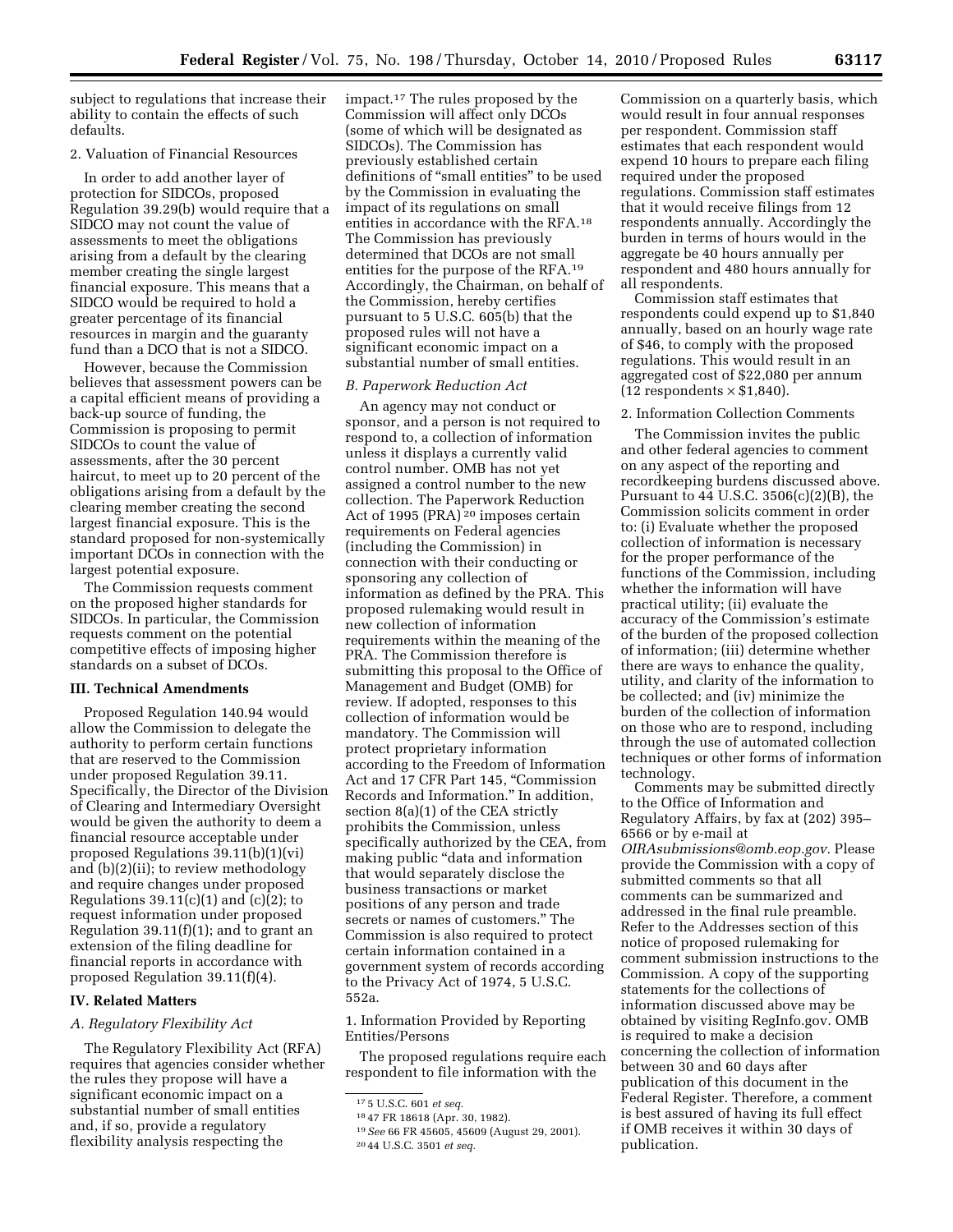subject to regulations that increase their ability to contain the effects of such defaults.

2. Valuation of Financial Resources

In order to add another layer of protection for SIDCOs, proposed Regulation 39.29(b) would require that a SIDCO may not count the value of assessments to meet the obligations arising from a default by the clearing member creating the single largest financial exposure. This means that a SIDCO would be required to hold a greater percentage of its financial resources in margin and the guaranty fund than a DCO that is not a SIDCO.

However, because the Commission believes that assessment powers can be a capital efficient means of providing a back-up source of funding, the Commission is proposing to permit SIDCOs to count the value of assessments, after the 30 percent haircut, to meet up to 20 percent of the obligations arising from a default by the clearing member creating the second largest financial exposure. This is the standard proposed for non-systemically important DCOs in connection with the largest potential exposure.

The Commission requests comment on the proposed higher standards for SIDCOs. In particular, the Commission requests comment on the potential competitive effects of imposing higher standards on a subset of DCOs.

### III. Technical Amendments

Proposed Regulation 140.94 would allow the Commission to delegate the authority to perform certain functions that are reserved to the Commission under proposed Regulation 39.11. Specifically, the Director of the Division of Clearing and Intermediary Oversight would be given the authority to deem a financial resource acceptable under proposed Regulations 39.11(b)(1)(vi) and (b)(2)(ii); to review methodology and require changes under proposed Regulations 39.11(c)(1) and (c)(2); to request information under proposed Regulation 39.11(f)(1); and to grant an extension of the filing deadline for financial reports in accordance with proposed Regulation 39.11(f)(4).

### IV. Related Matters

*A. Regulatory Flexibility Act*

The Regulatory Flexibility Act (RFA) requires that agencies consider whether the rules they propose will have a significant economic impact on a substantial number of small entities and, if so, provide a regulatory flexibility analysis respecting the impact.[17] The rules proposed by the Commission will affect only DCOs (some of which will be designated as SIDCOs). The Commission has previously established certain definitions of "small entities" to be used by the Commission in evaluating the impact of its regulations on small entities in accordance with the RFA.[18] The Commission has previously determined that DCOs are not small entities for the purpose of the RFA.[19] Accordingly, the Chairman, on behalf of the Commission, hereby certifies pursuant to 5 U.S.C. 605(b) that the proposed rules will not have a significant economic impact on a substantial number of small entities.

*B. Paperwork Reduction Act*

An agency may not conduct or sponsor, and a person is not required to respond to, a collection of information unless it displays a currently valid control number. OMB has not yet assigned a control number to the new collection. The Paperwork Reduction Act of 1995 (PRA)[20] imposes certain requirements on Federal agencies (including the Commission) in connection with their conducting or sponsoring any collection of information as defined by the PRA. This proposed rulemaking would result in new collection of information requirements within the meaning of the PRA. The Commission therefore is submitting this proposal to the Office of Management and Budget (OMB) for review. If adopted, responses to this collection of information would be mandatory. The Commission will protect proprietary information according to the Freedom of Information Act and 17 CFR Part 145, "Commission Records and Information." In addition, section 8(a)(1) of the CEA strictly prohibits the Commission, unless specifically authorized by the CEA, from making public "data and information that would separately disclose the business transactions or market positions of any person and trade secrets or names of customers." The Commission is also required to protect certain information contained in a government system of records according to the Privacy Act of 1974, 5 U.S.C. 552a.

1. Information Provided by Reporting Entities/Persons

The proposed regulations require each respondent to file information with the Commission on a quarterly basis, which would result in four annual responses per respondent. Commission staff estimates that each respondent would expend 10 hours to prepare each filing required under the proposed regulations. Commission staff estimates that it would receive filings from 12 respondents annually. Accordingly the burden in terms of hours would in the aggregate be 40 hours annually per respondent and 480 hours annually for all respondents.

Commission staff estimates that respondents could expend up to $1,840 annually, based on an hourly wage rate of $46, to comply with the proposed regulations. This would result in an aggregated cost of $22,080 per annum (12 respondents × $1,840).

2. Information Collection Comments

The Commission invites the public and other federal agencies to comment on any aspect of the reporting and recordkeeping burdens discussed above. Pursuant to 44 U.S.C. 3506(c)(2)(B), the Commission solicits comment in order to: (i) Evaluate whether the proposed collection of information is necessary for the proper performance of the functions of the Commission, including whether the information will have practical utility; (ii) evaluate the accuracy of the Commission's estimate of the burden of the proposed collection of information; (iii) determine whether there are ways to enhance the quality, utility, and clarity of the information to be collected; and (iv) minimize the burden of the collection of information on those who are to respond, including through the use of automated collection techniques or other forms of information technology.

Comments may be submitted directly to the Office of Information and Regulatory Affairs, by fax at (202) 395–6566 or by e-mail at *OIRAsubmissions@omb.eop.gov.* Please provide the Commission with a copy of submitted comments so that all comments can be summarized and addressed in the final rule preamble. Refer to the Addresses section of this notice of proposed rulemaking for comment submission instructions to the Commission. A copy of the supporting statements for the collections of information discussed above may be obtained by visiting RegInfo.gov. OMB is required to make a decision concerning the collection of information between 30 and 60 days after publication of this document in the Federal Register. Therefore, a comment is best assured of having its full effect if OMB receives it within 30 days of publication.

---

[17] 5 U.S.C. 601 *et seq.*

[18] 47 FR 18618 (Apr. 30, 1982).

[19] *See* 66 FR 45605, 45609 (August 29, 2001).

[20] 44 U.S.C. 3501 *et seq.*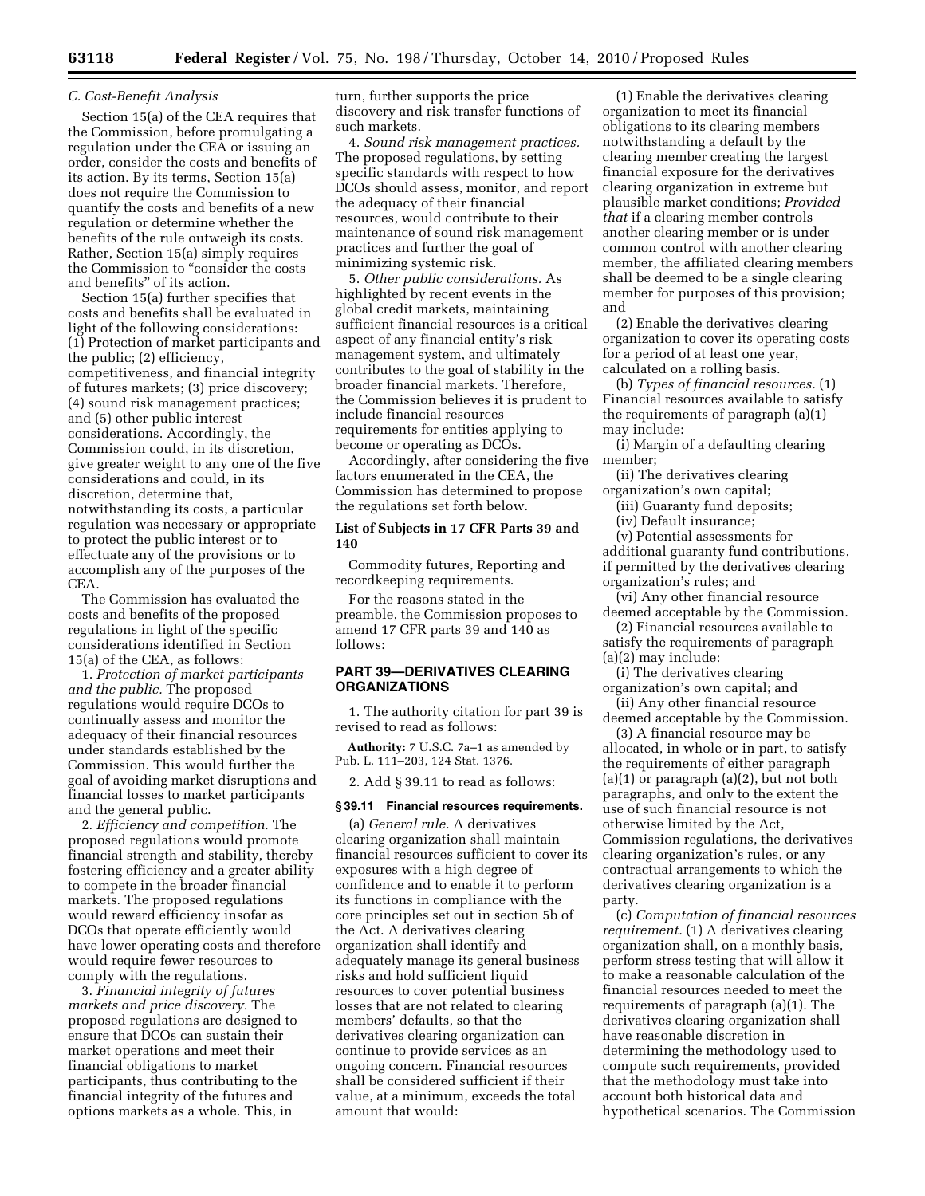### C. Cost-Benefit Analysis

Section 15(a) of the CEA requires that the Commission, before promulgating a regulation under the CEA or issuing an order, consider the costs and benefits of its action. By its terms, Section 15(a) does not require the Commission to quantify the costs and benefits of a new regulation or determine whether the benefits of the rule outweigh its costs. Rather, Section 15(a) simply requires the Commission to "consider the costs and benefits" of its action.

Section 15(a) further specifies that costs and benefits shall be evaluated in light of the following considerations: (1) Protection of market participants and the public; (2) efficiency, competitiveness, and financial integrity of futures markets; (3) price discovery; (4) sound risk management practices; and (5) other public interest considerations. Accordingly, the Commission could, in its discretion, give greater weight to any one of the five considerations and could, in its discretion, determine that, notwithstanding its costs, a particular regulation was necessary or appropriate to protect the public interest or to effectuate any of the provisions or to accomplish any of the purposes of the CEA.

The Commission has evaluated the costs and benefits of the proposed regulations in light of the specific considerations identified in Section 15(a) of the CEA, as follows:

1. *Protection of market participants and the public.* The proposed regulations would require DCOs to continually assess and monitor the adequacy of their financial resources under standards established by the Commission. This would further the goal of avoiding market disruptions and financial losses to market participants and the general public.

2. *Efficiency and competition.* The proposed regulations would promote financial strength and stability, thereby fostering efficiency and a greater ability to compete in the broader financial markets. The proposed regulations would reward efficiency insofar as DCOs that operate efficiently would have lower operating costs and therefore would require fewer resources to comply with the regulations.

3. *Financial integrity of futures markets and price discovery.* The proposed regulations are designed to ensure that DCOs can sustain their market operations and meet their financial obligations to market participants, thus contributing to the financial integrity of the futures and options markets as a whole. This, in turn, further supports the price discovery and risk transfer functions of such markets.

4. *Sound risk management practices.* The proposed regulations, by setting specific standards with respect to how DCOs should assess, monitor, and report the adequacy of their financial resources, would contribute to their maintenance of sound risk management practices and further the goal of minimizing systemic risk.

5. *Other public considerations.* As highlighted by recent events in the global credit markets, maintaining sufficient financial resources is a critical aspect of any financial entity's risk management system, and ultimately contributes to the goal of stability in the broader financial markets. Therefore, the Commission believes it is prudent to include financial resources requirements for entities applying to become or operating as DCOs.

Accordingly, after considering the five factors enumerated in the CEA, the Commission has determined to propose the regulations set forth below.

**List of Subjects in 17 CFR Parts 39 and 140**

Commodity futures, Reporting and recordkeeping requirements.

For the reasons stated in the preamble, the Commission proposes to amend 17 CFR parts 39 and 140 as follows:

## PART 39—DERIVATIVES CLEARING ORGANIZATIONS

1. The authority citation for part 39 is revised to read as follows:

**Authority:** 7 U.S.C. 7a–1 as amended by Pub. L. 111–203, 124 Stat. 1376.

2. Add § 39.11 to read as follows:

**§ 39.11 Financial resources requirements.**

(a) *General rule.* A derivatives clearing organization shall maintain financial resources sufficient to cover its exposures with a high degree of confidence and to enable it to perform its functions in compliance with the core principles set out in section 5b of the Act. A derivatives clearing organization shall identify and adequately manage its general business risks and hold sufficient liquid resources to cover potential business losses that are not related to clearing members' defaults, so that the derivatives clearing organization can continue to provide services as an ongoing concern. Financial resources shall be considered sufficient if their value, at a minimum, exceeds the total amount that would:

(1) Enable the derivatives clearing organization to meet its financial obligations to its clearing members notwithstanding a default by the clearing member creating the largest financial exposure for the derivatives clearing organization in extreme but plausible market conditions; *Provided that* if a clearing member controls another clearing member or is under common control with another clearing member, the affiliated clearing members shall be deemed to be a single clearing member for purposes of this provision; and

(2) Enable the derivatives clearing organization to cover its operating costs for a period of at least one year, calculated on a rolling basis.

(b) *Types of financial resources.* (1) Financial resources available to satisfy the requirements of paragraph (a)(1) may include:

(i) Margin of a defaulting clearing member;

(ii) The derivatives clearing organization's own capital;

(iii) Guaranty fund deposits;

(iv) Default insurance;

(v) Potential assessments for additional guaranty fund contributions, if permitted by the derivatives clearing organization's rules; and

(vi) Any other financial resource deemed acceptable by the Commission.

(2) Financial resources available to satisfy the requirements of paragraph (a)(2) may include:

(i) The derivatives clearing organization's own capital; and

(ii) Any other financial resource deemed acceptable by the Commission.

(3) A financial resource may be allocated, in whole or in part, to satisfy the requirements of either paragraph (a)(1) or paragraph (a)(2), but not both paragraphs, and only to the extent the use of such financial resource is not otherwise limited by the Act, Commission regulations, the derivatives clearing organization's rules, or any contractual arrangements to which the derivatives clearing organization is a party.

(c) *Computation of financial resources requirement.* (1) A derivatives clearing organization shall, on a monthly basis, perform stress testing that will allow it to make a reasonable calculation of the financial resources needed to meet the requirements of paragraph (a)(1). The derivatives clearing organization shall have reasonable discretion in determining the methodology used to compute such requirements, provided that the methodology must take into account both historical data and hypothetical scenarios. The Commission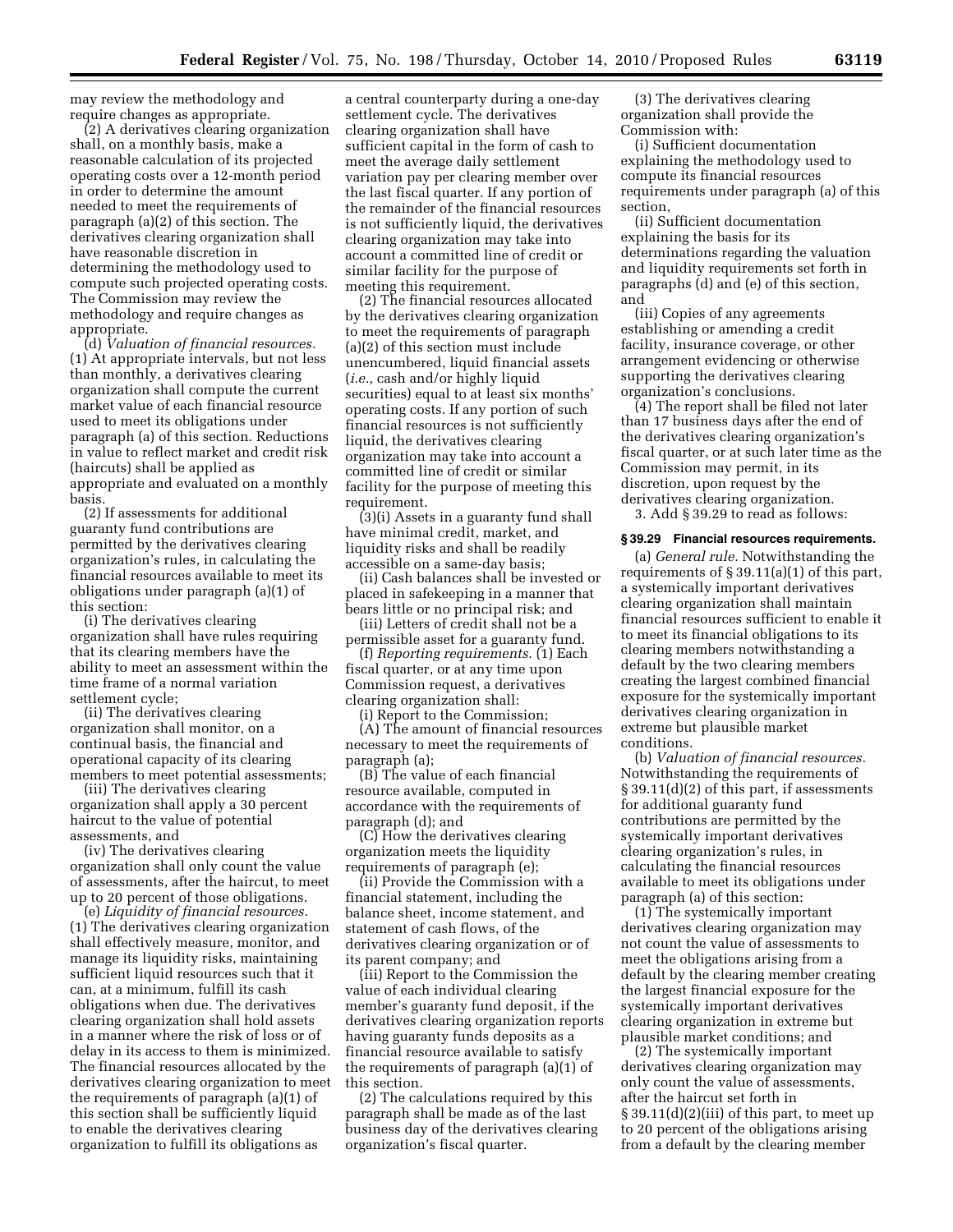may review the methodology and require changes as appropriate.

(2) A derivatives clearing organization shall, on a monthly basis, make a reasonable calculation of its projected operating costs over a 12-month period in order to determine the amount needed to meet the requirements of paragraph (a)(2) of this section. The derivatives clearing organization shall have reasonable discretion in determining the methodology used to compute such projected operating costs. The Commission may review the methodology and require changes as appropriate.

(d) *Valuation of financial resources.* (1) At appropriate intervals, but not less than monthly, a derivatives clearing organization shall compute the current market value of each financial resource used to meet its obligations under paragraph (a) of this section. Reductions in value to reflect market and credit risk (haircuts) shall be applied as appropriate and evaluated on a monthly basis.

(2) If assessments for additional guaranty fund contributions are permitted by the derivatives clearing organization's rules, in calculating the financial resources available to meet its obligations under paragraph (a)(1) of this section:

(i) The derivatives clearing organization shall have rules requiring that its clearing members have the ability to meet an assessment within the time frame of a normal variation settlement cycle;

(ii) The derivatives clearing organization shall monitor, on a continual basis, the financial and operational capacity of its clearing members to meet potential assessments;

(iii) The derivatives clearing organization shall apply a 30 percent haircut to the value of potential assessments, and

(iv) The derivatives clearing organization shall only count the value of assessments, after the haircut, to meet up to 20 percent of those obligations.

(e) *Liquidity of financial resources.* (1) The derivatives clearing organization shall effectively measure, monitor, and manage its liquidity risks, maintaining sufficient liquid resources such that it can, at a minimum, fulfill its cash obligations when due. The derivatives clearing organization shall hold assets in a manner where the risk of loss or of delay in its access to them is minimized. The financial resources allocated by the derivatives clearing organization to meet the requirements of paragraph (a)(1) of this section shall be sufficiently liquid to enable the derivatives clearing organization to fulfill its obligations as a central counterparty during a one-day settlement cycle. The derivatives clearing organization shall have sufficient capital in the form of cash to meet the average daily settlement variation pay per clearing member over the last fiscal quarter. If any portion of the remainder of the financial resources is not sufficiently liquid, the derivatives clearing organization may take into account a committed line of credit or similar facility for the purpose of meeting this requirement.

(2) The financial resources allocated by the derivatives clearing organization to meet the requirements of paragraph (a)(2) of this section must include unencumbered, liquid financial assets (*i.e.,* cash and/or highly liquid securities) equal to at least six months' operating costs. If any portion of such financial resources is not sufficiently liquid, the derivatives clearing organization may take into account a committed line of credit or similar facility for the purpose of meeting this requirement.

(3)(i) Assets in a guaranty fund shall have minimal credit, market, and liquidity risks and shall be readily accessible on a same-day basis;

(ii) Cash balances shall be invested or placed in safekeeping in a manner that bears little or no principal risk; and

(iii) Letters of credit shall not be a permissible asset for a guaranty fund.

(f) *Reporting requirements.* (1) Each fiscal quarter, or at any time upon Commission request, a derivatives clearing organization shall:

(i) Report to the Commission;

(A) The amount of financial resources necessary to meet the requirements of paragraph (a);

(B) The value of each financial resource available, computed in accordance with the requirements of paragraph (d); and

(C) How the derivatives clearing organization meets the liquidity requirements of paragraph (e);

(ii) Provide the Commission with a financial statement, including the balance sheet, income statement, and statement of cash flows, of the derivatives clearing organization or of its parent company; and

(iii) Report to the Commission the value of each individual clearing member's guaranty fund deposit, if the derivatives clearing organization reports having guaranty funds deposits as a financial resource available to satisfy the requirements of paragraph (a)(1) of this section.

(2) The calculations required by this paragraph shall be made as of the last business day of the derivatives clearing organization's fiscal quarter.

(3) The derivatives clearing organization shall provide the Commission with:

(i) Sufficient documentation explaining the methodology used to compute its financial resources requirements under paragraph (a) of this section,

(ii) Sufficient documentation explaining the basis for its determinations regarding the valuation and liquidity requirements set forth in paragraphs (d) and (e) of this section, and

(iii) Copies of any agreements establishing or amending a credit facility, insurance coverage, or other arrangement evidencing or otherwise supporting the derivatives clearing organization's conclusions.

(4) The report shall be filed not later than 17 business days after the end of the derivatives clearing organization's fiscal quarter, or at such later time as the Commission may permit, in its discretion, upon request by the derivatives clearing organization.

3. Add § 39.29 to read as follows:

### § 39.29 Financial resources requirements.

(a) *General rule.* Notwithstanding the requirements of § 39.11(a)(1) of this part, a systemically important derivatives clearing organization shall maintain financial resources sufficient to enable it to meet its financial obligations to its clearing members notwithstanding a default by the two clearing members creating the largest combined financial exposure for the systemically important derivatives clearing organization in extreme but plausible market conditions.

(b) *Valuation of financial resources.* Notwithstanding the requirements of § 39.11(d)(2) of this part, if assessments for additional guaranty fund contributions are permitted by the systemically important derivatives clearing organization's rules, in calculating the financial resources available to meet its obligations under paragraph (a) of this section:

(1) The systemically important derivatives clearing organization may not count the value of assessments to meet the obligations arising from a default by the clearing member creating the largest financial exposure for the systemically important derivatives clearing organization in extreme but plausible market conditions; and

(2) The systemically important derivatives clearing organization may only count the value of assessments, after the haircut set forth in § 39.11(d)(2)(iii) of this part, to meet up to 20 percent of the obligations arising from a default by the clearing member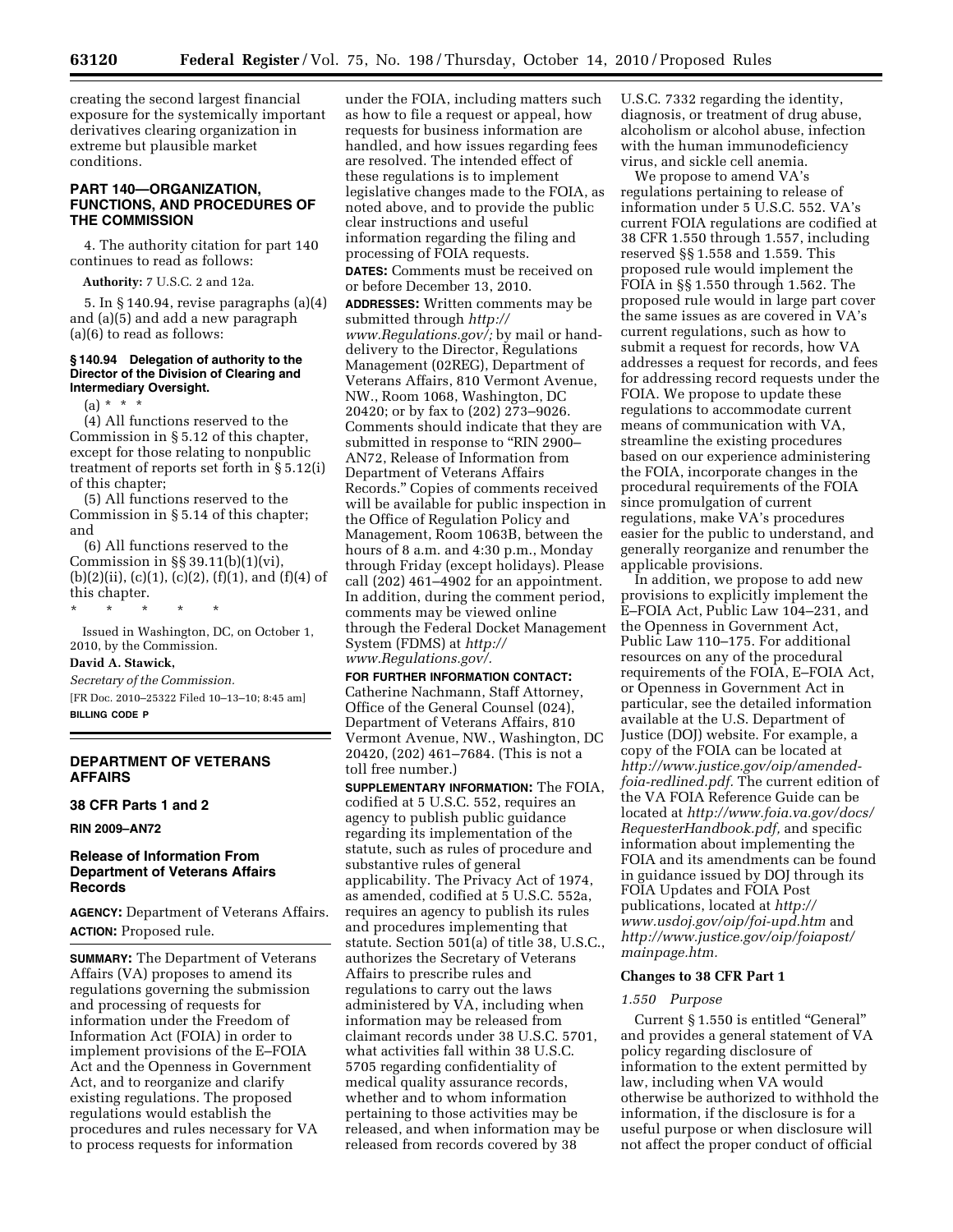creating the second largest financial exposure for the systemically important derivatives clearing organization in extreme but plausible market conditions.

## PART 140—ORGANIZATION, FUNCTIONS, AND PROCEDURES OF THE COMMISSION

4. The authority citation for part 140 continues to read as follows:

**Authority:** 7 U.S.C. 2 and 12a.

5. In § 140.94, revise paragraphs (a)(4) and (a)(5) and add a new paragraph (a)(6) to read as follows:

### § 140.94 Delegation of authority to the Director of the Division of Clearing and Intermediary Oversight.

(a) * * *

(4) All functions reserved to the Commission in § 5.12 of this chapter, except for those relating to nonpublic treatment of reports set forth in § 5.12(i) of this chapter;

(5) All functions reserved to the Commission in § 5.14 of this chapter; and

(6) All functions reserved to the Commission in §§ 39.11(b)(1)(vi), (b)(2)(ii), (c)(1), (c)(2), (f)(1), and (f)(4) of this chapter.

\* \* \* \* \*

Issued in Washington, DC, on October 1, 2010, by the Commission.

**David A. Stawick,**

*Secretary of the Commission.*

[FR Doc. 2010–25322 Filed 10–13–10; 8:45 am]

**BILLING CODE P**

## DEPARTMENT OF VETERANS AFFAIRS

### 38 CFR Parts 1 and 2

**RIN 2009–AN72**

### Release of Information From Department of Veterans Affairs Records

**AGENCY:** Department of Veterans Affairs.

**ACTION:** Proposed rule.

**SUMMARY:** The Department of Veterans Affairs (VA) proposes to amend its regulations governing the submission and processing of requests for information under the Freedom of Information Act (FOIA) in order to implement provisions of the E–FOIA Act and the Openness in Government Act, and to reorganize and clarify existing regulations. The proposed regulations would establish the procedures and rules necessary for VA to process requests for information under the FOIA, including matters such as how to file a request or appeal, how requests for business information are handled, and how issues regarding fees are resolved. The intended effect of these regulations is to implement legislative changes made to the FOIA, as noted above, and to provide the public clear instructions and useful information regarding the filing and processing of FOIA requests.

**DATES:** Comments must be received on or before December 13, 2010.

**ADDRESSES:** Written comments may be submitted through *http://www.Regulations.gov/;* by mail or hand-delivery to the Director, Regulations Management (02REG), Department of Veterans Affairs, 810 Vermont Avenue, NW., Room 1068, Washington, DC 20420; or by fax to (202) 273–9026. Comments should indicate that they are submitted in response to "RIN 2900–AN72, Release of Information from Department of Veterans Affairs Records." Copies of comments received will be available for public inspection in the Office of Regulation Policy and Management, Room 1063B, between the hours of 8 a.m. and 4:30 p.m., Monday through Friday (except holidays). Please call (202) 461–4902 for an appointment. In addition, during the comment period, comments may be viewed online through the Federal Docket Management System (FDMS) at *http://www.Regulations.gov/.*

**FOR FURTHER INFORMATION CONTACT:** Catherine Nachmann, Staff Attorney, Office of the General Counsel (024), Department of Veterans Affairs, 810 Vermont Avenue, NW., Washington, DC 20420, (202) 461–7684. (This is not a toll free number.)

**SUPPLEMENTARY INFORMATION:** The FOIA, codified at 5 U.S.C. 552, requires an agency to publish public guidance regarding its implementation of the statute, such as rules of procedure and substantive rules of general applicability. The Privacy Act of 1974, as amended, codified at 5 U.S.C. 552a, requires an agency to publish its rules and procedures implementing that statute. Section 501(a) of title 38, U.S.C., authorizes the Secretary of Veterans Affairs to prescribe rules and regulations to carry out the laws administered by VA, including when information may be released from claimant records under 38 U.S.C. 5701, what activities fall within 38 U.S.C. 5705 regarding confidentiality of medical quality assurance records, whether and to whom information pertaining to those activities may be released, and when information may be released from records covered by 38 U.S.C. 7332 regarding the identity, diagnosis, or treatment of drug abuse, alcoholism or alcohol abuse, infection with the human immunodeficiency virus, and sickle cell anemia.

We propose to amend VA's regulations pertaining to release of information under 5 U.S.C. 552. VA's current FOIA regulations are codified at 38 CFR 1.550 through 1.557, including reserved §§ 1.558 and 1.559. This proposed rule would implement the FOIA in §§ 1.550 through 1.562. The proposed rule would in large part cover the same issues as are covered in VA's current regulations, such as how to submit a request for records, how VA addresses a request for records, and fees for addressing record requests under the FOIA. We propose to update these regulations to accommodate current means of communication with VA, streamline the existing procedures based on our experience administering the FOIA, incorporate changes in the procedural requirements of the FOIA since promulgation of current regulations, make VA's procedures easier for the public to understand, and generally reorganize and renumber the applicable provisions.

In addition, we propose to add new provisions to explicitly implement the E–FOIA Act, Public Law 104–231, and the Openness in Government Act, Public Law 110–175. For additional resources on any of the procedural requirements of the FOIA, E–FOIA Act, or Openness in Government Act in particular, see the detailed information available at the U.S. Department of Justice (DOJ) website. For example, a copy of the FOIA can be located at *http://www.justice.gov/oip/amended-foia-redlined.pdf.* The current edition of the VA FOIA Reference Guide can be located at *http://www.foia.va.gov/docs/RequesterHandbook.pdf,* and specific information about implementing the FOIA and its amendments can be found in guidance issued by DOJ through its FOIA Updates and FOIA Post publications, located at *http://www.usdoj.gov/oip/foi-upd.htm* and *http://www.justice.gov/oip/foiapost/mainpage.htm.*

### Changes to 38 CFR Part 1

*1.550 Purpose*

Current § 1.550 is entitled "General" and provides a general statement of VA policy regarding disclosure of information to the extent permitted by law, including when VA would otherwise be authorized to withhold the information, if the disclosure is for a useful purpose or when disclosure will not affect the proper conduct of official